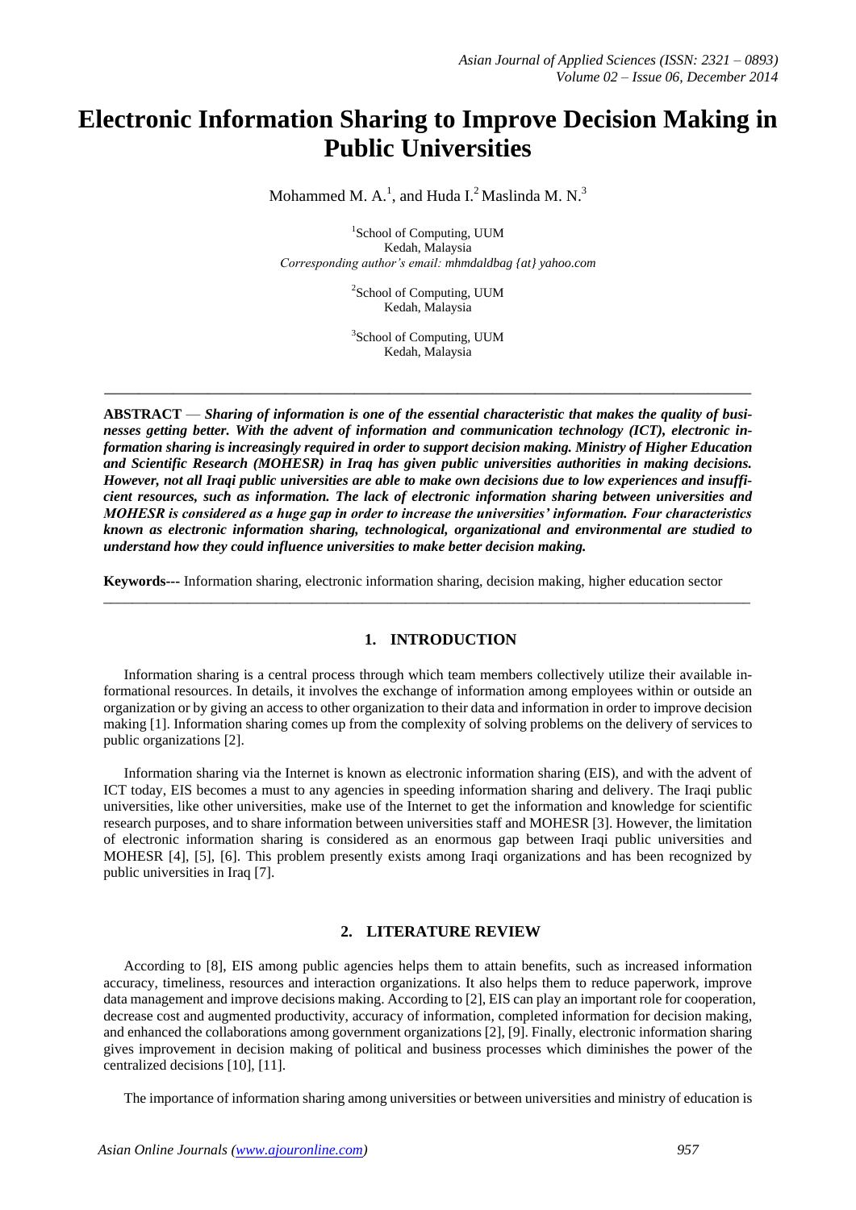# Electronic Information Sharing to Improve Decision Making in Public Universities

Mohammed M. A.[1], and Huda I.[2] Maslinda M. N.[3]

[1]School of Computing, UUM
Kedah, Malaysia
*Corresponding author's email: mhmdaldbag {at} yahoo.com*

[2]School of Computing, UUM
Kedah, Malaysia

[3]School of Computing, UUM
Kedah, Malaysia

---

**ABSTRACT** — ***Sharing of information is one of the essential characteristic that makes the quality of businesses getting better. With the advent of information and communication technology (ICT), electronic information sharing is increasingly required in order to support decision making. Ministry of Higher Education and Scientific Research (MOHESR) in Iraq has given public universities authorities in making decisions. However, not all Iraqi public universities are able to make own decisions due to low experiences and insufficient resources, such as information. The lack of electronic information sharing between universities and MOHESR is considered as a huge gap in order to increase the universities' information. Four characteristics known as electronic information sharing, technological, organizational and environmental are studied to understand how they could influence universities to make better decision making.***

**Keywords---** Information sharing, electronic information sharing, decision making, higher education sector

---

## 1. INTRODUCTION

Information sharing is a central process through which team members collectively utilize their available informational resources. In details, it involves the exchange of information among employees within or outside an organization or by giving an access to other organization to their data and information in order to improve decision making [1]. Information sharing comes up from the complexity of solving problems on the delivery of services to public organizations [2].

Information sharing via the Internet is known as electronic information sharing (EIS), and with the advent of ICT today, EIS becomes a must to any agencies in speeding information sharing and delivery. The Iraqi public universities, like other universities, make use of the Internet to get the information and knowledge for scientific research purposes, and to share information between universities staff and MOHESR [3]. However, the limitation of electronic information sharing is considered as an enormous gap between Iraqi public universities and MOHESR [4], [5], [6]. This problem presently exists among Iraqi organizations and has been recognized by public universities in Iraq [7].

## 2. LITERATURE REVIEW

According to [8], EIS among public agencies helps them to attain benefits, such as increased information accuracy, timeliness, resources and interaction organizations. It also helps them to reduce paperwork, improve data management and improve decisions making. According to [2], EIS can play an important role for cooperation, decrease cost and augmented productivity, accuracy of information, completed information for decision making, and enhanced the collaborations among government organizations [2], [9]. Finally, electronic information sharing gives improvement in decision making of political and business processes which diminishes the power of the centralized decisions [10], [11].

The importance of information sharing among universities or between universities and ministry of education is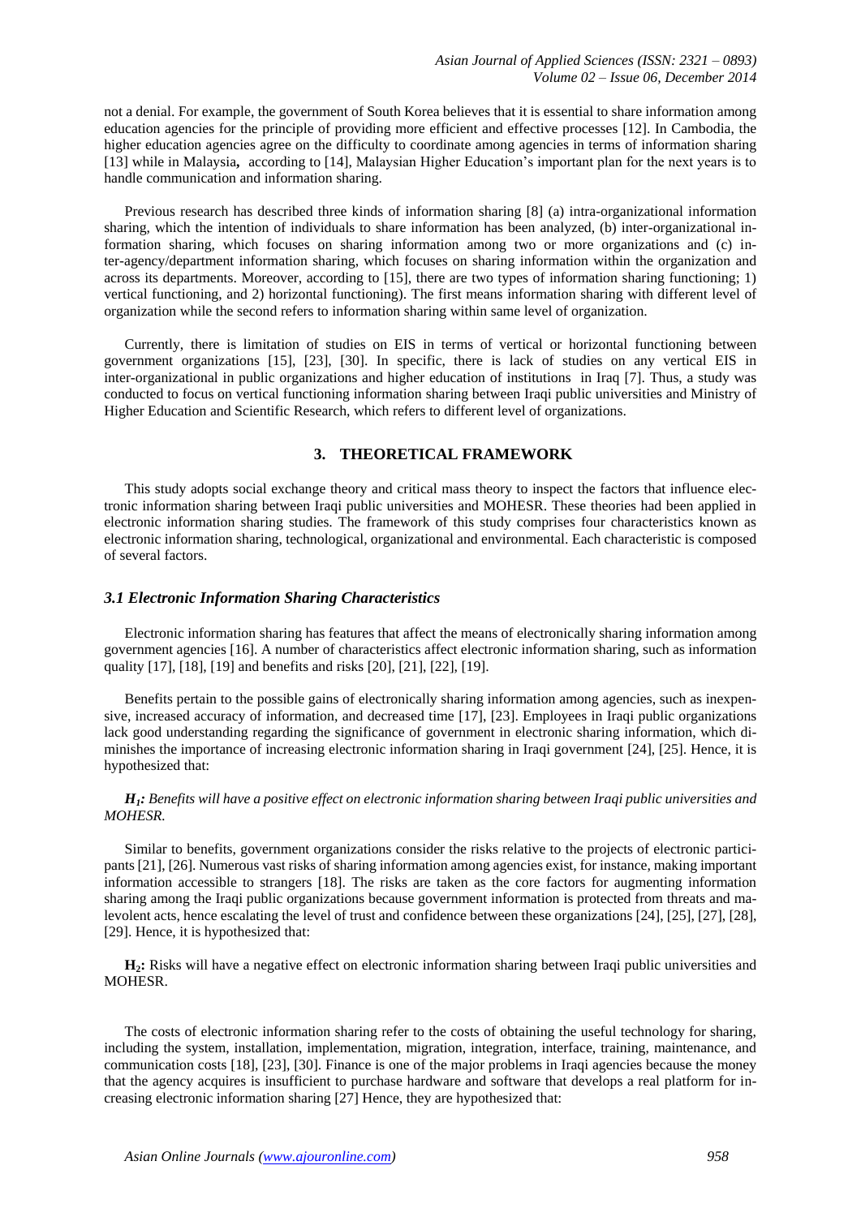not a denial. For example, the government of South Korea believes that it is essential to share information among education agencies for the principle of providing more efficient and effective processes [12]. In Cambodia, the higher education agencies agree on the difficulty to coordinate among agencies in terms of information sharing [13] while in Malaysia**,** according to [14], Malaysian Higher Education's important plan for the next years is to handle communication and information sharing.

Previous research has described three kinds of information sharing [8] (a) intra-organizational information sharing, which the intention of individuals to share information has been analyzed, (b) inter-organizational information sharing, which focuses on sharing information among two or more organizations and (c) inter-agency/department information sharing, which focuses on sharing information within the organization and across its departments. Moreover, according to [15], there are two types of information sharing functioning; 1) vertical functioning, and 2) horizontal functioning). The first means information sharing with different level of organization while the second refers to information sharing within same level of organization.

Currently, there is limitation of studies on EIS in terms of vertical or horizontal functioning between government organizations [15], [23], [30]. In specific, there is lack of studies on any vertical EIS in inter-organizational in public organizations and higher education of institutions in Iraq [7]. Thus, a study was conducted to focus on vertical functioning information sharing between Iraqi public universities and Ministry of Higher Education and Scientific Research, which refers to different level of organizations.

## 3. THEORETICAL FRAMEWORK

This study adopts social exchange theory and critical mass theory to inspect the factors that influence electronic information sharing between Iraqi public universities and MOHESR. These theories had been applied in electronic information sharing studies. The framework of this study comprises four characteristics known as electronic information sharing, technological, organizational and environmental. Each characteristic is composed of several factors.

### *3.1 Electronic Information Sharing Characteristics*

Electronic information sharing has features that affect the means of electronically sharing information among government agencies [16]. A number of characteristics affect electronic information sharing, such as information quality [17], [18], [19] and benefits and risks [20], [21], [22], [19].

Benefits pertain to the possible gains of electronically sharing information among agencies, such as inexpensive, increased accuracy of information, and decreased time [17], [23]. Employees in Iraqi public organizations lack good understanding regarding the significance of government in electronic sharing information, which diminishes the importance of increasing electronic information sharing in Iraqi government [24], [25]. Hence, it is hypothesized that:

***$H_1$:** Benefits will have a positive effect on electronic information sharing between Iraqi public universities and MOHESR.*

Similar to benefits, government organizations consider the risks relative to the projects of electronic participants [21], [26]. Numerous vast risks of sharing information among agencies exist, for instance, making important information accessible to strangers [18]. The risks are taken as the core factors for augmenting information sharing among the Iraqi public organizations because government information is protected from threats and malevolent acts, hence escalating the level of trust and confidence between these organizations [24], [25], [27], [28], [29]. Hence, it is hypothesized that:

**$H_2$:** Risks will have a negative effect on electronic information sharing between Iraqi public universities and MOHESR.

The costs of electronic information sharing refer to the costs of obtaining the useful technology for sharing, including the system, installation, implementation, migration, integration, interface, training, maintenance, and communication costs [18], [23], [30]. Finance is one of the major problems in Iraqi agencies because the money that the agency acquires is insufficient to purchase hardware and software that develops a real platform for increasing electronic information sharing [27] Hence, they are hypothesized that: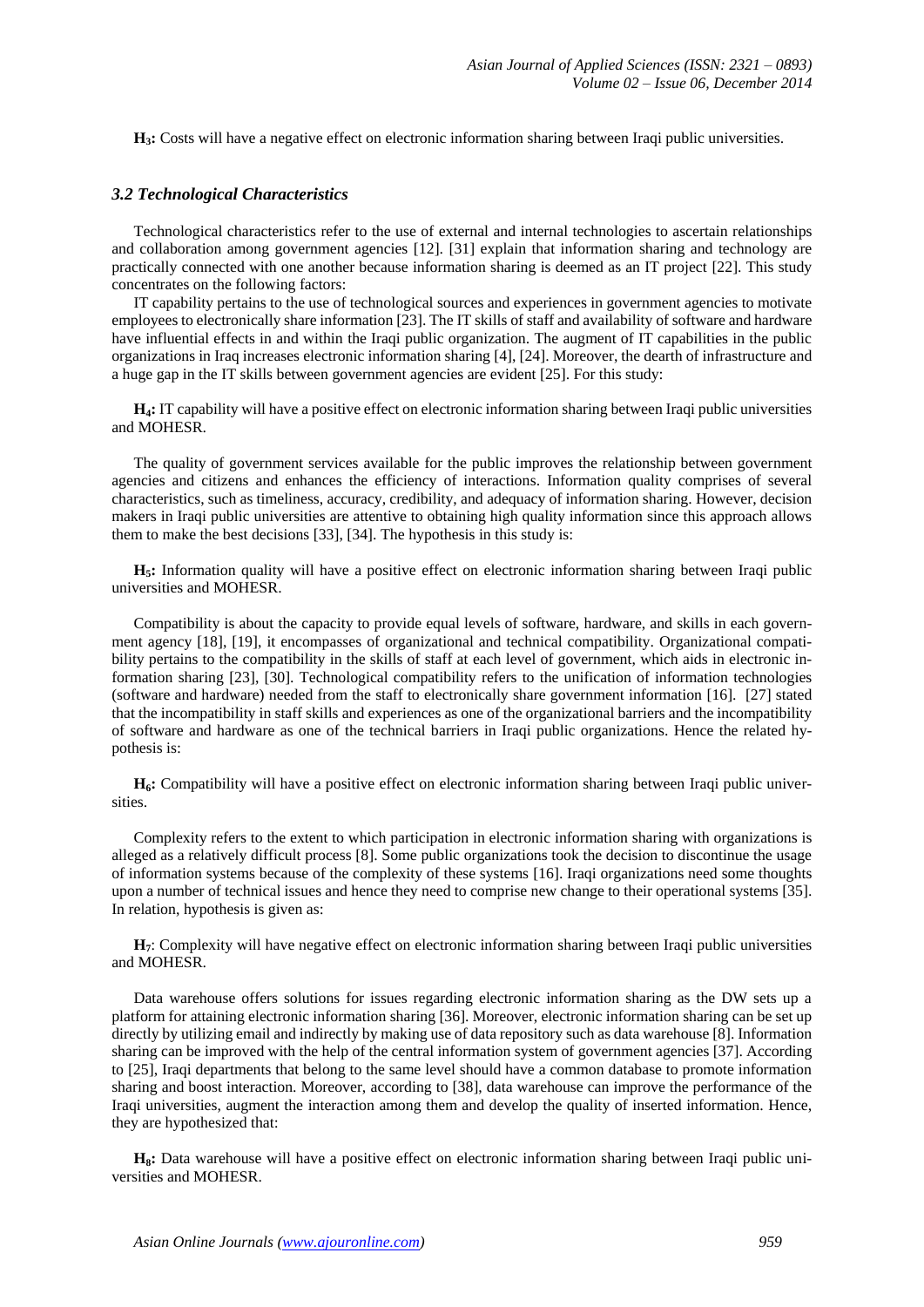**$H_3$:** Costs will have a negative effect on electronic information sharing between Iraqi public universities.

### *3.2 Technological Characteristics*

Technological characteristics refer to the use of external and internal technologies to ascertain relationships and collaboration among government agencies [12]. [31] explain that information sharing and technology are practically connected with one another because information sharing is deemed as an IT project [22]. This study concentrates on the following factors:

IT capability pertains to the use of technological sources and experiences in government agencies to motivate employees to electronically share information [23]. The IT skills of staff and availability of software and hardware have influential effects in and within the Iraqi public organization. The augment of IT capabilities in the public organizations in Iraq increases electronic information sharing [4], [24]. Moreover, the dearth of infrastructure and a huge gap in the IT skills between government agencies are evident [25]. For this study:

**$H_4$:** IT capability will have a positive effect on electronic information sharing between Iraqi public universities and MOHESR.

The quality of government services available for the public improves the relationship between government agencies and citizens and enhances the efficiency of interactions. Information quality comprises of several characteristics, such as timeliness, accuracy, credibility, and adequacy of information sharing. However, decision makers in Iraqi public universities are attentive to obtaining high quality information since this approach allows them to make the best decisions [33], [34]. The hypothesis in this study is:

**$H_5$:** Information quality will have a positive effect on electronic information sharing between Iraqi public universities and MOHESR.

Compatibility is about the capacity to provide equal levels of software, hardware, and skills in each government agency [18], [19], it encompasses of organizational and technical compatibility. Organizational compatibility pertains to the compatibility in the skills of staff at each level of government, which aids in electronic information sharing [23], [30]. Technological compatibility refers to the unification of information technologies (software and hardware) needed from the staff to electronically share government information [16]. [27] stated that the incompatibility in staff skills and experiences as one of the organizational barriers and the incompatibility of software and hardware as one of the technical barriers in Iraqi public organizations. Hence the related hypothesis is:

**$H_6$:** Compatibility will have a positive effect on electronic information sharing between Iraqi public universities.

Complexity refers to the extent to which participation in electronic information sharing with organizations is alleged as a relatively difficult process [8]. Some public organizations took the decision to discontinue the usage of information systems because of the complexity of these systems [16]. Iraqi organizations need some thoughts upon a number of technical issues and hence they need to comprise new change to their operational systems [35]. In relation, hypothesis is given as:

**$H_7$**: Complexity will have negative effect on electronic information sharing between Iraqi public universities and MOHESR.

Data warehouse offers solutions for issues regarding electronic information sharing as the DW sets up a platform for attaining electronic information sharing [36]. Moreover, electronic information sharing can be set up directly by utilizing email and indirectly by making use of data repository such as data warehouse [8]. Information sharing can be improved with the help of the central information system of government agencies [37]. According to [25], Iraqi departments that belong to the same level should have a common database to promote information sharing and boost interaction. Moreover, according to [38], data warehouse can improve the performance of the Iraqi universities, augment the interaction among them and develop the quality of inserted information. Hence, they are hypothesized that:

**$H_8$:** Data warehouse will have a positive effect on electronic information sharing between Iraqi public universities and MOHESR.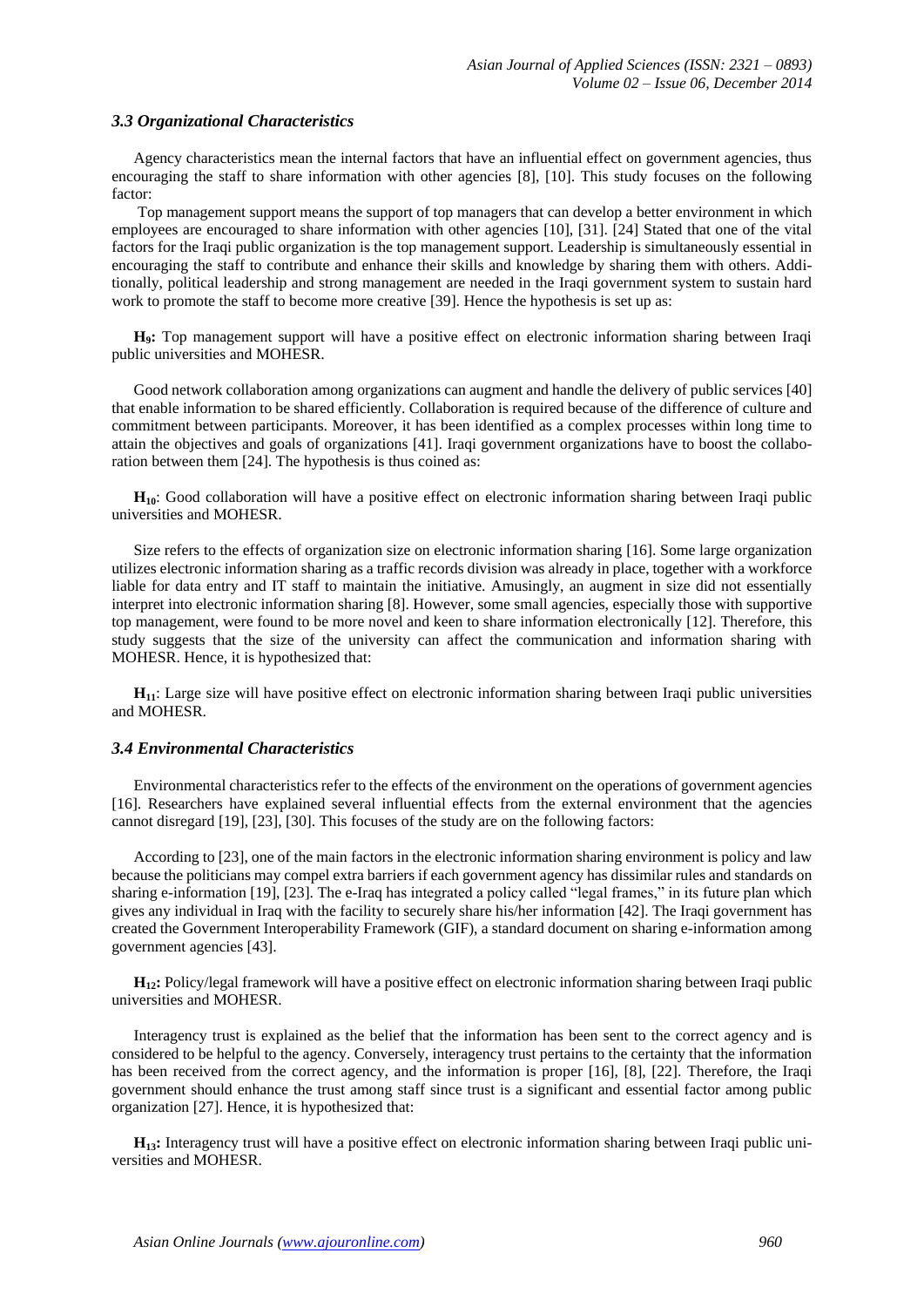### *3.3 Organizational Characteristics*

Agency characteristics mean the internal factors that have an influential effect on government agencies, thus encouraging the staff to share information with other agencies [8], [10]. This study focuses on the following factor:

Top management support means the support of top managers that can develop a better environment in which employees are encouraged to share information with other agencies [10], [31]. [24] Stated that one of the vital factors for the Iraqi public organization is the top management support. Leadership is simultaneously essential in encouraging the staff to contribute and enhance their skills and knowledge by sharing them with others. Additionally, political leadership and strong management are needed in the Iraqi government system to sustain hard work to promote the staff to become more creative [39]. Hence the hypothesis is set up as:

**$H_9$:** Top management support will have a positive effect on electronic information sharing between Iraqi public universities and MOHESR.

Good network collaboration among organizations can augment and handle the delivery of public services [40] that enable information to be shared efficiently. Collaboration is required because of the difference of culture and commitment between participants. Moreover, it has been identified as a complex processes within long time to attain the objectives and goals of organizations [41]. Iraqi government organizations have to boost the collaboration between them [24]. The hypothesis is thus coined as:

**$H_{10}$**: Good collaboration will have a positive effect on electronic information sharing between Iraqi public universities and MOHESR.

Size refers to the effects of organization size on electronic information sharing [16]. Some large organization utilizes electronic information sharing as a traffic records division was already in place, together with a workforce liable for data entry and IT staff to maintain the initiative. Amusingly, an augment in size did not essentially interpret into electronic information sharing [8]. However, some small agencies, especially those with supportive top management, were found to be more novel and keen to share information electronically [12]. Therefore, this study suggests that the size of the university can affect the communication and information sharing with MOHESR. Hence, it is hypothesized that:

**$H_{11}$**: Large size will have positive effect on electronic information sharing between Iraqi public universities and MOHESR.

### *3.4 Environmental Characteristics*

Environmental characteristics refer to the effects of the environment on the operations of government agencies [16]. Researchers have explained several influential effects from the external environment that the agencies cannot disregard [19], [23], [30]. This focuses of the study are on the following factors:

According to [23], one of the main factors in the electronic information sharing environment is policy and law because the politicians may compel extra barriers if each government agency has dissimilar rules and standards on sharing e-information [19], [23]. The e-Iraq has integrated a policy called "legal frames," in its future plan which gives any individual in Iraq with the facility to securely share his/her information [42]. The Iraqi government has created the Government Interoperability Framework (GIF), a standard document on sharing e-information among government agencies [43].

**$H_{12}$:** Policy/legal framework will have a positive effect on electronic information sharing between Iraqi public universities and MOHESR.

Interagency trust is explained as the belief that the information has been sent to the correct agency and is considered to be helpful to the agency. Conversely, interagency trust pertains to the certainty that the information has been received from the correct agency, and the information is proper [16], [8], [22]. Therefore, the Iraqi government should enhance the trust among staff since trust is a significant and essential factor among public organization [27]. Hence, it is hypothesized that:

**$H_{13}$:** Interagency trust will have a positive effect on electronic information sharing between Iraqi public universities and MOHESR.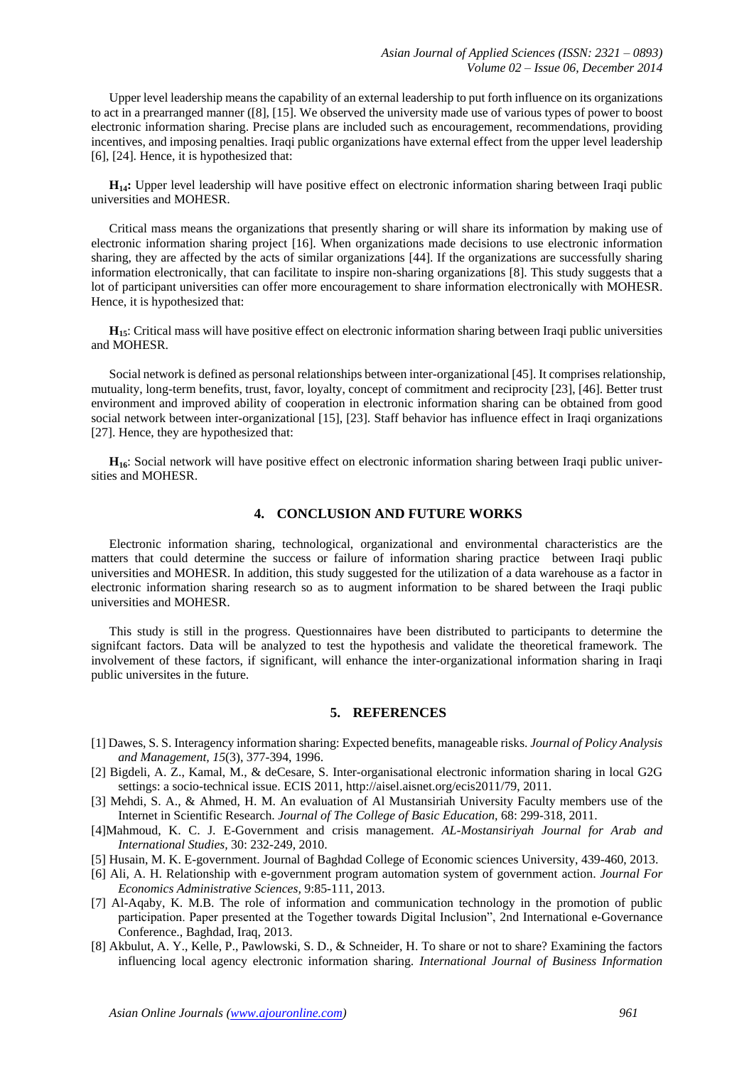Upper level leadership means the capability of an external leadership to put forth influence on its organizations to act in a prearranged manner ([8], [15]. We observed the university made use of various types of power to boost electronic information sharing. Precise plans are included such as encouragement, recommendations, providing incentives, and imposing penalties. Iraqi public organizations have external effect from the upper level leadership [6], [24]. Hence, it is hypothesized that:

**$H_{14}$:** Upper level leadership will have positive effect on electronic information sharing between Iraqi public universities and MOHESR.

Critical mass means the organizations that presently sharing or will share its information by making use of electronic information sharing project [16]. When organizations made decisions to use electronic information sharing, they are affected by the acts of similar organizations [44]. If the organizations are successfully sharing information electronically, that can facilitate to inspire non-sharing organizations [8]. This study suggests that a lot of participant universities can offer more encouragement to share information electronically with MOHESR. Hence, it is hypothesized that:

**$H_{15}$**: Critical mass will have positive effect on electronic information sharing between Iraqi public universities and MOHESR.

Social network is defined as personal relationships between inter-organizational [45]. It comprises relationship, mutuality, long-term benefits, trust, favor, loyalty, concept of commitment and reciprocity [23], [46]. Better trust environment and improved ability of cooperation in electronic information sharing can be obtained from good social network between inter-organizational [15], [23]. Staff behavior has influence effect in Iraqi organizations [27]. Hence, they are hypothesized that:

**$H_{16}$**: Social network will have positive effect on electronic information sharing between Iraqi public universities and MOHESR.

## 4. CONCLUSION AND FUTURE WORKS

Electronic information sharing, technological, organizational and environmental characteristics are the matters that could determine the success or failure of information sharing practice between Iraqi public universities and MOHESR. In addition, this study suggested for the utilization of a data warehouse as a factor in electronic information sharing research so as to augment information to be shared between the Iraqi public universities and MOHESR.

This study is still in the progress. Questionnaires have been distributed to participants to determine the signifcant factors. Data will be analyzed to test the hypothesis and validate the theoretical framework. The involvement of these factors, if significant, will enhance the inter-organizational information sharing in Iraqi public universites in the future.

## 5. REFERENCES

[1] Dawes, S. S. Interagency information sharing: Expected benefits, manageable risks. *Journal of Policy Analysis and Management*, *15*(3), 377-394, 1996.

[2] Bigdeli, A. Z., Kamal, M., & deCesare, S. Inter-organisational electronic information sharing in local G2G settings: a socio-technical issue. ECIS 2011, http://aisel.aisnet.org/ecis2011/79, 2011.

[3] Mehdi, S. A., & Ahmed, H. M. An evaluation of Al Mustansiriah University Faculty members use of the Internet in Scientific Research. *Journal of The College of Basic Education*, 68: 299-318, 2011.

[4]Mahmoud, K. C. J. E-Government and crisis management. *AL-Mostansiriyah Journal for Arab and International Studies*, 30: 232-249, 2010.

[5] Husain, M. K. E-government. Journal of Baghdad College of Economic sciences University, 439-460, 2013.

[6] Ali, A. H. Relationship with e-government program automation system of government action. *Journal For Economics Administrative Sciences*, 9:85-111, 2013.

[7] Al-Aqaby, K. M.B. The role of information and communication technology in the promotion of public participation. Paper presented at the Together towards Digital Inclusion", 2nd International e-Governance Conference., Baghdad, Iraq, 2013.

[8] Akbulut, A. Y., Kelle, P., Pawlowski, S. D., & Schneider, H. To share or not to share? Examining the factors influencing local agency electronic information sharing. *International Journal of Business Information*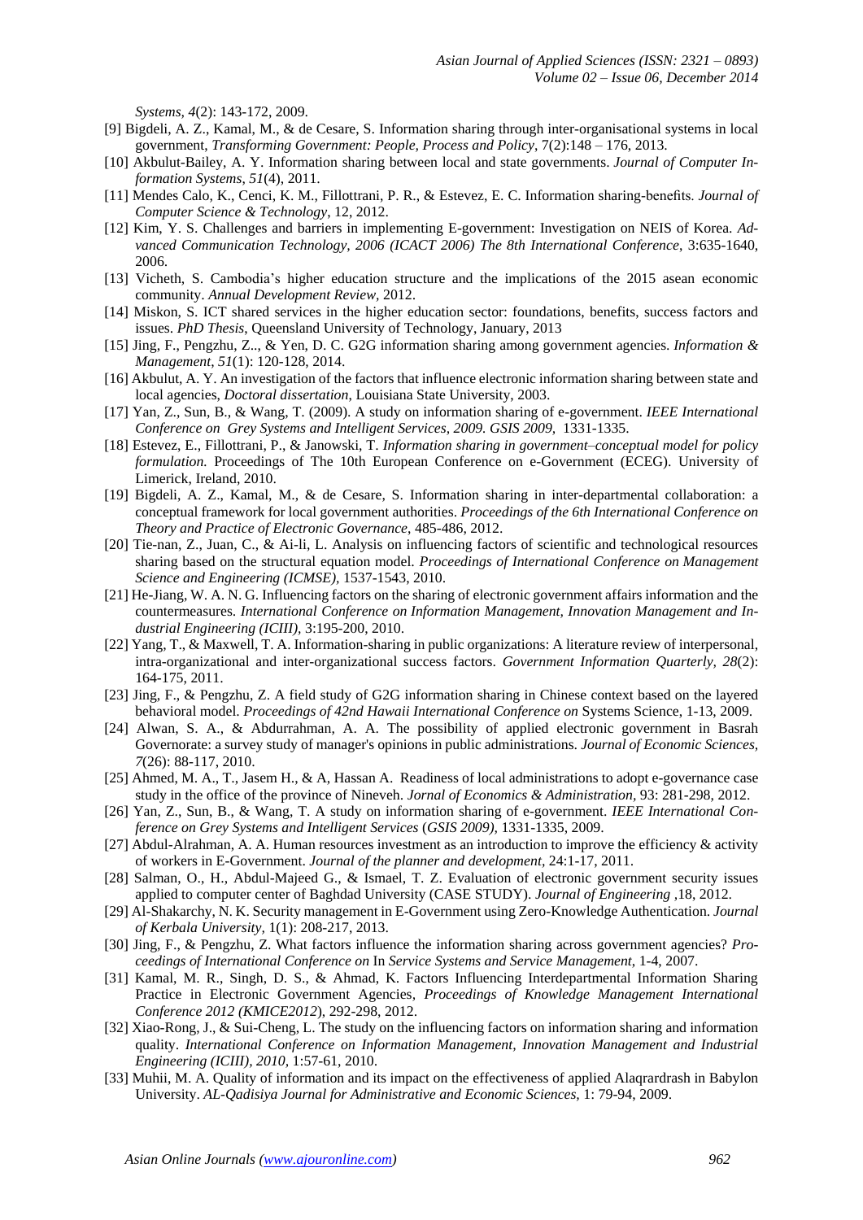*Systems, 4*(2): 143-172, 2009.

[9] Bigdeli, A. Z., Kamal, M., & de Cesare, S. Information sharing through inter-organisational systems in local government, *Transforming Government: People, Process and Policy*, 7(2):148 – 176, 2013.

[10] Akbulut-Bailey, A. Y. Information sharing between local and state governments. *Journal of Computer Information Systems*, *51*(4), 2011.

[11] Mendes Calo, K., Cenci, K. M., Fillottrani, P. R., & Estevez, E. C. Information sharing-benefits. *Journal of Computer Science & Technology*, 12, 2012.

[12] Kim, Y. S. Challenges and barriers in implementing E-government: Investigation on NEIS of Korea. *Advanced Communication Technology, 2006 (ICACT 2006) The 8th International Conference*, 3:635-1640, 2006.

[13] Vicheth, S. Cambodia's higher education structure and the implications of the 2015 asean economic community. *Annual Development Review*, 2012.

[14] Miskon, S. ICT shared services in the higher education sector: foundations, benefits, success factors and issues. *PhD Thesis*, Queensland University of Technology, January, 2013

[15] Jing, F., Pengzhu, Z.., & Yen, D. C. G2G information sharing among government agencies. *Information & Management*, *51*(1): 120-128, 2014.

[16] Akbulut, A. Y. An investigation of the factors that influence electronic information sharing between state and local agencies, *Doctoral dissertation*, Louisiana State University, 2003.

[17] Yan, Z., Sun, B., & Wang, T. (2009). A study on information sharing of e-government. *IEEE International Conference on Grey Systems and Intelligent Services, 2009. GSIS 2009,* 1331-1335.

[18] Estevez, E., Fillottrani, P., & Janowski, T. *Information sharing in government–conceptual model for policy formulation.* Proceedings of The 10th European Conference on e-Government (ECEG). University of Limerick, Ireland, 2010.

[19] Bigdeli, A. Z., Kamal, M., & de Cesare, S. Information sharing in inter-departmental collaboration: a conceptual framework for local government authorities. *Proceedings of the 6th International Conference on Theory and Practice of Electronic Governance*, 485-486, 2012.

[20] Tie-nan, Z., Juan, C., & Ai-li, L. Analysis on influencing factors of scientific and technological resources sharing based on the structural equation model. *Proceedings of International Conference on Management Science and Engineering (ICMSE),* 1537-1543, 2010.

[21] He-Jiang, W. A. N. G. Influencing factors on the sharing of electronic government affairs information and the countermeasures. *International Conference on Information Management, Innovation Management and Industrial Engineering (ICIII),* 3:195-200, 2010.

[22] Yang, T., & Maxwell, T. A. Information-sharing in public organizations: A literature review of interpersonal, intra-organizational and inter-organizational success factors. *Government Information Quarterly, 28*(2): 164-175, 2011.

[23] Jing, F., & Pengzhu, Z. A field study of G2G information sharing in Chinese context based on the layered behavioral model. *Proceedings of 42nd Hawaii International Conference on* Systems Science, 1-13, 2009.

[24] Alwan, S. A., & Abdurrahman, A. A. The possibility of applied electronic government in Basrah Governorate: a survey study of manager's opinions in public administrations. *Journal of Economic Sciences, 7*(26): 88-117, 2010.

[25] Ahmed, M. A., T., Jasem H., & A, Hassan A. Readiness of local administrations to adopt e-governance case study in the office of the province of Nineveh. *Jornal of Economics & Administration*, 93: 281-298, 2012.

[26] Yan, Z., Sun, B., & Wang, T. A study on information sharing of e-government. *IEEE International Conference on Grey Systems and Intelligent Services* (*GSIS 2009),* 1331-1335, 2009.

[27] Abdul-Alrahman, A. A. Human resources investment as an introduction to improve the efficiency & activity of workers in E-Government. *Journal of the planner and development*, 24:1-17, 2011.

[28] Salman, O., H., Abdul-Majeed G., & Ismael, T. Z. Evaluation of electronic government security issues applied to computer center of Baghdad University (CASE STUDY). *Journal of Engineering* ,18, 2012.

[29] Al-Shakarchy, N. K. Security management in E-Government using Zero-Knowledge Authentication. *Journal of Kerbala University,* 1(1): 208-217, 2013.

[30] Jing, F., & Pengzhu, Z. What factors influence the information sharing across government agencies? *Proceedings of International Conference on* In *Service Systems and Service Management*, 1-4, 2007.

[31] Kamal, M. R., Singh, D. S., & Ahmad, K. Factors Influencing Interdepartmental Information Sharing Practice in Electronic Government Agencies, *Proceedings of Knowledge Management International Conference 2012 (KMICE2012*), 292-298, 2012.

[32] Xiao-Rong, J., & Sui-Cheng, L. The study on the influencing factors on information sharing and information quality. *International Conference on Information Management, Innovation Management and Industrial Engineering (ICIII), 2010,* 1:57-61, 2010.

[33] Muhii, M. A. Quality of information and its impact on the effectiveness of applied Alaqrardrash in Babylon University. *AL-Qadisiya Journal for Administrative and Economic Sciences,* 1: 79-94, 2009.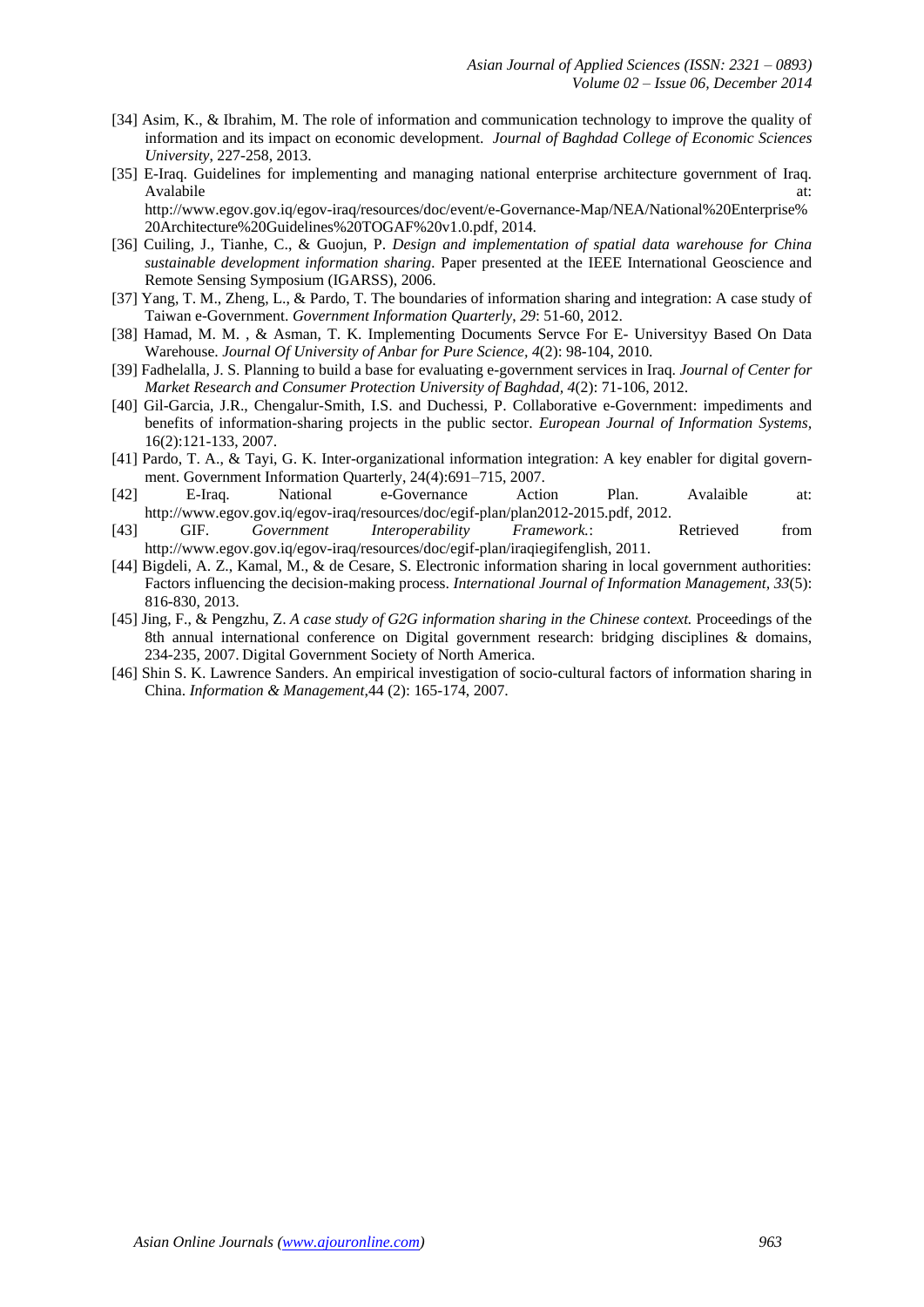[34] Asim, K., & Ibrahim, M. The role of information and communication technology to improve the quality of information and its impact on economic development. *Journal of Baghdad College of Economic Sciences University*, 227-258, 2013.

[35] E-Iraq. Guidelines for implementing and managing national enterprise architecture government of Iraq. Avalabile at: http://www.egov.gov.iq/egov-iraq/resources/doc/event/e-Governance-Map/NEA/National%20Enterprise%20Architecture%20Guidelines%20TOGAF%20v1.0.pdf, 2014.

[36] Cuiling, J., Tianhe, C., & Guojun, P. *Design and implementation of spatial data warehouse for China sustainable development information sharing.* Paper presented at the IEEE International Geoscience and Remote Sensing Symposium (IGARSS), 2006.

[37] Yang, T. M., Zheng, L., & Pardo, T. The boundaries of information sharing and integration: A case study of Taiwan e-Government. *Government Information Quarterly*, *29*: 51-60, 2012.

[38] Hamad, M. M. , & Asman, T. K. Implementing Documents Servce For E- Universityy Based On Data Warehouse. *Journal Of University of Anbar for Pure Science, 4*(2): 98-104, 2010.

[39] Fadhelalla, J. S. Planning to build a base for evaluating e-government services in Iraq. *Journal of Center for Market Research and Consumer Protection University of Baghdad, 4*(2): 71-106, 2012.

[40] Gil-Garcia, J.R., Chengalur-Smith, I.S. and Duchessi, P. Collaborative e-Government: impediments and benefits of information-sharing projects in the public sector. *European Journal of Information Systems,* 16(2):121-133, 2007.

[41] Pardo, T. A., & Tayi, G. K. Inter-organizational information integration: A key enabler for digital government. Government Information Quarterly, 24(4):691–715, 2007.

[42] E-Iraq. National e-Governance Action Plan. Avalaible at: http://www.egov.gov.iq/egov-iraq/resources/doc/egif-plan/plan2012-2015.pdf, 2012.

[43] GIF. *Government Interoperability Framework.*: Retrieved from http://www.egov.gov.iq/egov-iraq/resources/doc/egif-plan/iraqiegifenglish, 2011.

[44] Bigdeli, A. Z., Kamal, M., & de Cesare, S. Electronic information sharing in local government authorities: Factors influencing the decision-making process. *International Journal of Information Management, 33*(5): 816-830, 2013.

[45] Jing, F., & Pengzhu, Z. *A case study of G2G information sharing in the Chinese context.* Proceedings of the 8th annual international conference on Digital government research: bridging disciplines & domains, 234-235, 2007. Digital Government Society of North America.

[46] Shin S. K. Lawrence Sanders. An empirical investigation of socio-cultural factors of information sharing in China. *Information & Management*,44 (2): 165-174, 2007.